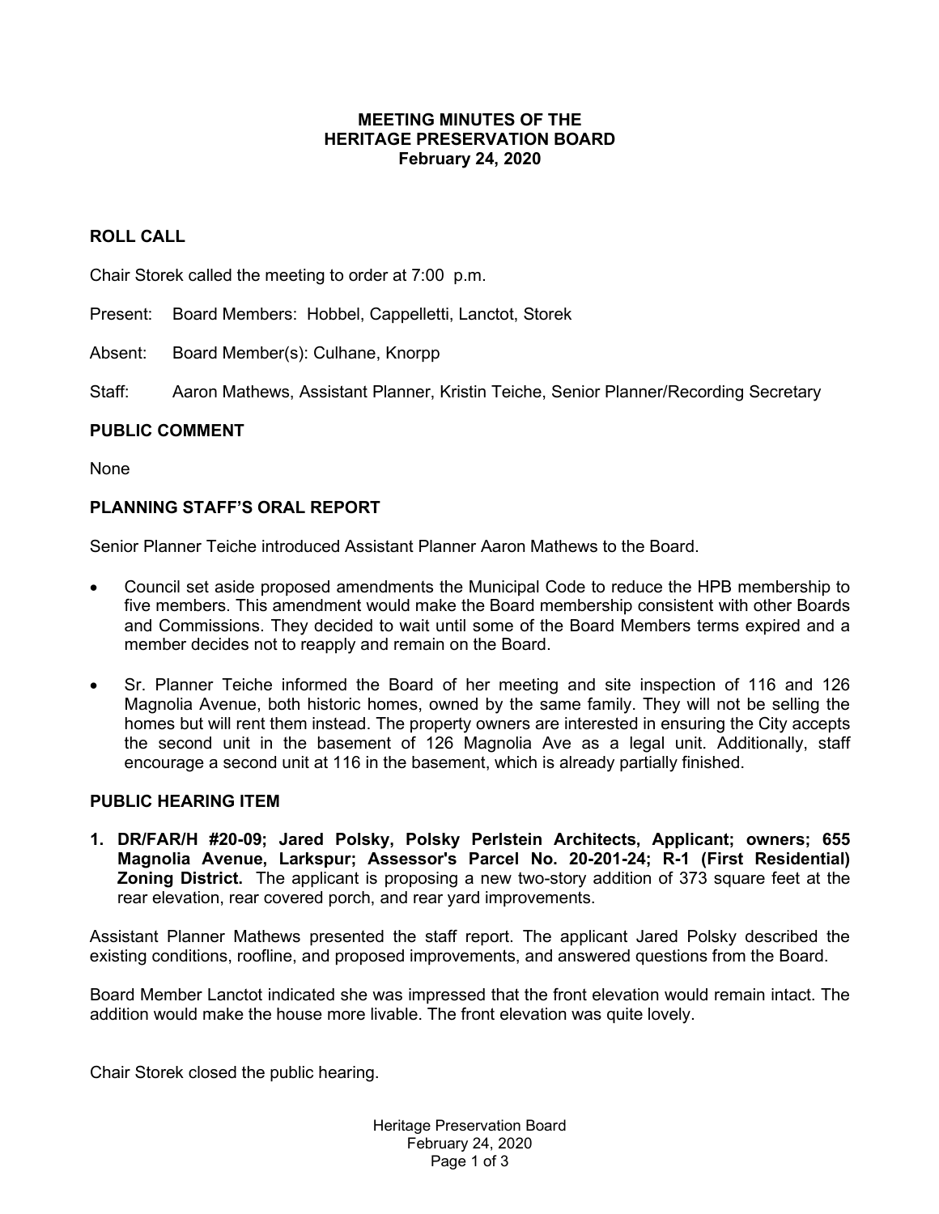# MEETING MINUTES OF THE HERITAGE PRESERVATION BOARD
**February 24, 2020**

## ROLL CALL

Chair Storek called the meeting to order at 7:00 p.m.

Present: Board Members: Hobbel, Cappelletti, Lanctot, Storek

Absent: Board Member(s): Culhane, Knorpp

Staff: Aaron Mathews, Assistant Planner, Kristin Teiche, Senior Planner/Recording Secretary

## PUBLIC COMMENT

None

## PLANNING STAFF'S ORAL REPORT

Senior Planner Teiche introduced Assistant Planner Aaron Mathews to the Board.

- Council set aside proposed amendments the Municipal Code to reduce the HPB membership to five members. This amendment would make the Board membership consistent with other Boards and Commissions. They decided to wait until some of the Board Members terms expired and a member decides not to reapply and remain on the Board.
- Sr. Planner Teiche informed the Board of her meeting and site inspection of 116 and 126 Magnolia Avenue, both historic homes, owned by the same family. They will not be selling the homes but will rent them instead. The property owners are interested in ensuring the City accepts the second unit in the basement of 126 Magnolia Ave as a legal unit. Additionally, staff encourage a second unit at 116 in the basement, which is already partially finished.

## PUBLIC HEARING ITEM

1. **DR/FAR/H #20-09; Jared Polsky, Polsky Perlstein Architects, Applicant; owners; 655 Magnolia Avenue, Larkspur; Assessor's Parcel No. 20-201-24; R-1 (First Residential) Zoning District.** The applicant is proposing a new two-story addition of 373 square feet at the rear elevation, rear covered porch, and rear yard improvements.

Assistant Planner Mathews presented the staff report. The applicant Jared Polsky described the existing conditions, roofline, and proposed improvements, and answered questions from the Board.

Board Member Lanctot indicated she was impressed that the front elevation would remain intact. The addition would make the house more livable. The front elevation was quite lovely.

Chair Storek closed the public hearing.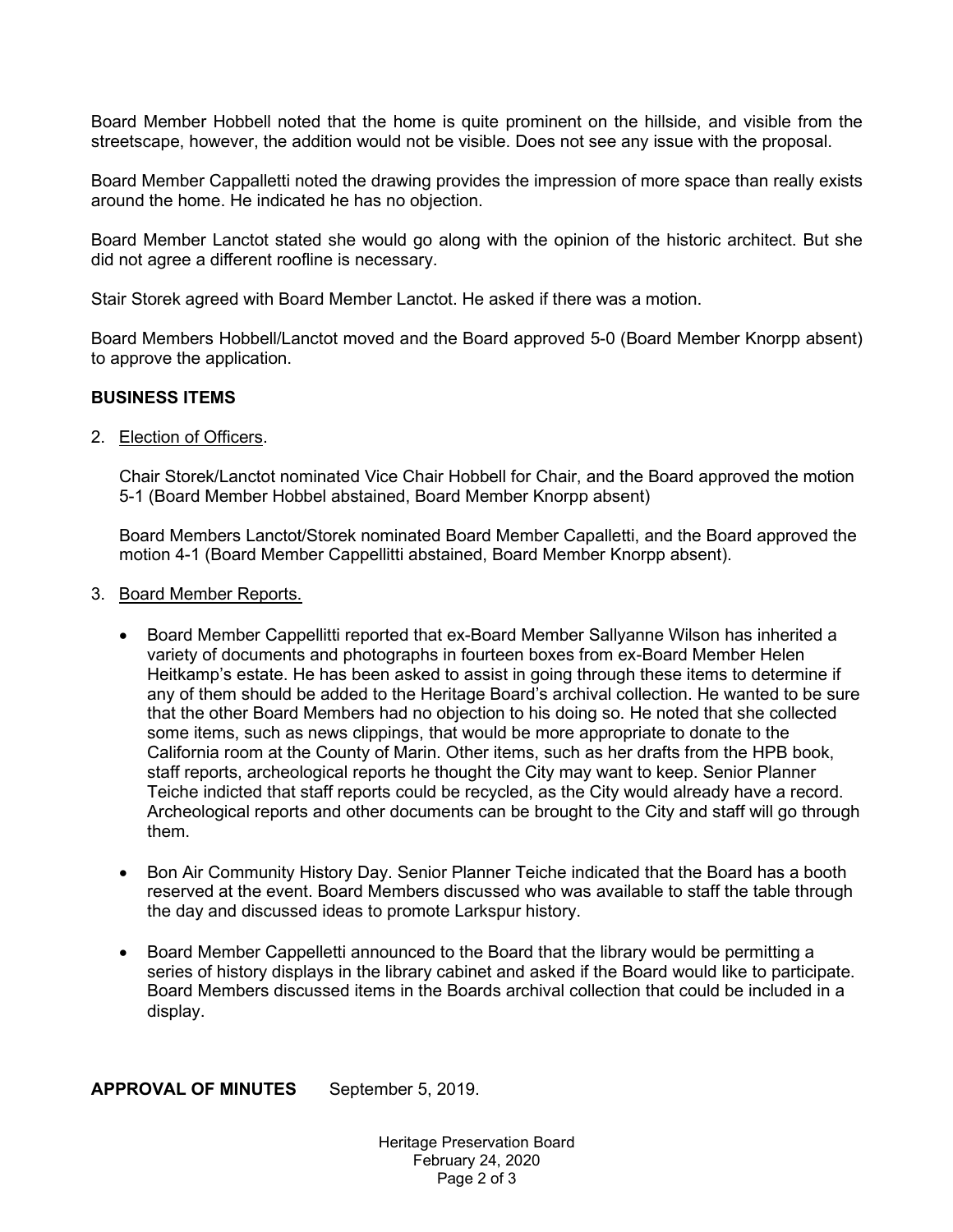Board Member Hobbell noted that the home is quite prominent on the hillside, and visible from the streetscape, however, the addition would not be visible. Does not see any issue with the proposal.

Board Member Cappalletti noted the drawing provides the impression of more space than really exists around the home. He indicated he has no objection.

Board Member Lanctot stated she would go along with the opinion of the historic architect. But she did not agree a different roofline is necessary.

Stair Storek agreed with Board Member Lanctot. He asked if there was a motion.

Board Members Hobbell/Lanctot moved and the Board approved 5-0 (Board Member Knorpp absent) to approve the application.

**BUSINESS ITEMS**

2. Election of Officers.

   Chair Storek/Lanctot nominated Vice Chair Hobbell for Chair, and the Board approved the motion 5-1 (Board Member Hobbel abstained, Board Member Knorpp absent)

   Board Members Lanctot/Storek nominated Board Member Capalletti, and the Board approved the motion 4-1 (Board Member Cappellitti abstained, Board Member Knorpp absent).

3. Board Member Reports.

   - Board Member Cappellitti reported that ex-Board Member Sallyanne Wilson has inherited a variety of documents and photographs in fourteen boxes from ex-Board Member Helen Heitkamp's estate. He has been asked to assist in going through these items to determine if any of them should be added to the Heritage Board's archival collection. He wanted to be sure that the other Board Members had no objection to his doing so. He noted that she collected some items, such as news clippings, that would be more appropriate to donate to the California room at the County of Marin. Other items, such as her drafts from the HPB book, staff reports, archeological reports he thought the City may want to keep. Senior Planner Teiche indicted that staff reports could be recycled, as the City would already have a record. Archeological reports and other documents can be brought to the City and staff will go through them.

   - Bon Air Community History Day. Senior Planner Teiche indicated that the Board has a booth reserved at the event. Board Members discussed who was available to staff the table through the day and discussed ideas to promote Larkspur history.

   - Board Member Cappelletti announced to the Board that the library would be permitting a series of history displays in the library cabinet and asked if the Board would like to participate. Board Members discussed items in the Boards archival collection that could be included in a display.

**APPROVAL OF MINUTES** September 5, 2019.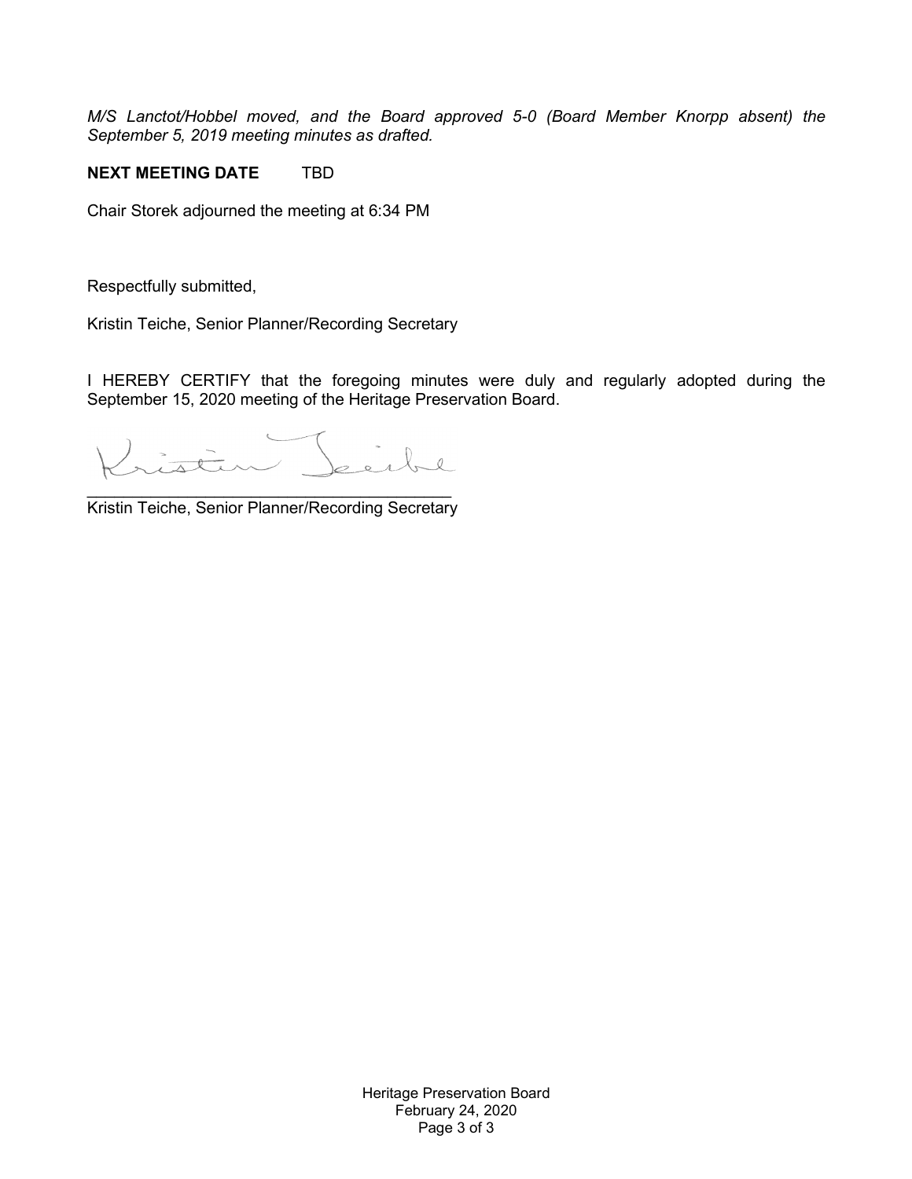*M/S Lanctot/Hobbel moved, and the Board approved 5-0 (Board Member Knorpp absent) the September 5, 2019 meeting minutes as drafted.*

**NEXT MEETING DATE** TBD

Chair Storek adjourned the meeting at 6:34 PM

Respectfully submitted,

Kristin Teiche, Senior Planner/Recording Secretary

I HEREBY CERTIFY that the foregoing minutes were duly and regularly adopted during the September 15, 2020 meeting of the Heritage Preservation Board.

Kristin Teiche

\_\_\_\_\_\_\_\_\_\_\_\_\_\_\_\_\_\_\_\_\_\_\_\_\_\_\_\_\_\_\_\_\_\_\_\_\_\_\_\_

Kristin Teiche, Senior Planner/Recording Secretary

Heritage Preservation Board
February 24, 2020